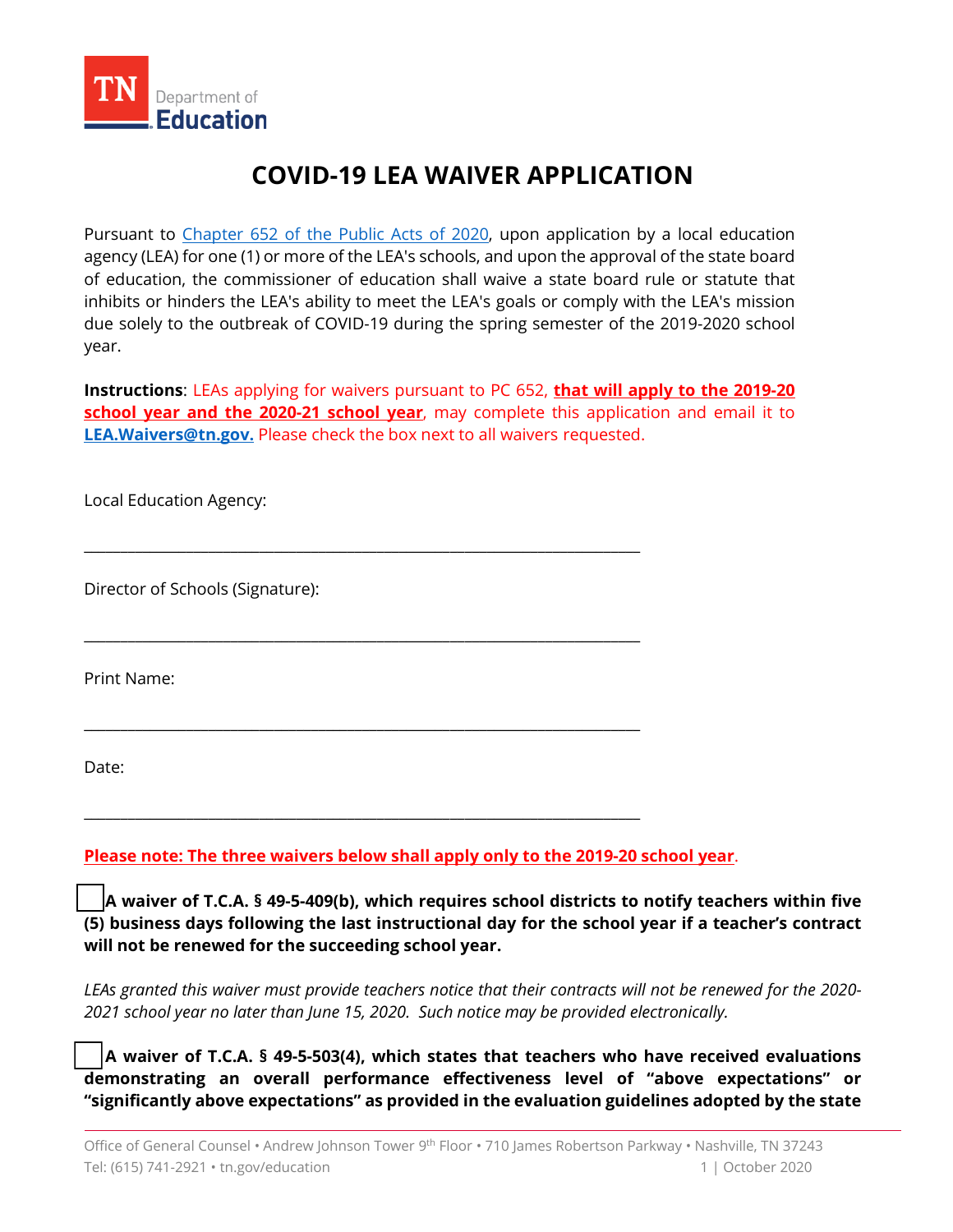TN Department of Education

# COVID-19 LEA WAIVER APPLICATION

Pursuant to Chapter 652 of the Public Acts of 2020, upon application by a local education agency (LEA) for one (1) or more of the LEA's schools, and upon the approval of the state board of education, the commissioner of education shall waive a state board rule or statute that inhibits or hinders the LEA's ability to meet the LEA's goals or comply with the LEA's mission due solely to the outbreak of COVID-19 during the spring semester of the 2019-2020 school year.

**Instructions**: LEAs applying for waivers pursuant to PC 652, **that will apply to the 2019-20 school year and the 2020-21 school year**, may complete this application and email it to **LEA.Waivers@tn.gov.** Please check the box next to all waivers requested.

Local Education Agency:

\_\_\_\_\_\_\_\_\_\_\_\_\_\_\_\_\_\_\_\_\_\_\_\_\_\_\_\_\_\_\_\_\_\_\_\_\_\_\_\_\_\_\_\_\_\_\_\_\_\_\_\_\_\_\_\_\_\_\_\_\_\_

Director of Schools (Signature):

\_\_\_\_\_\_\_\_\_\_\_\_\_\_\_\_\_\_\_\_\_\_\_\_\_\_\_\_\_\_\_\_\_\_\_\_\_\_\_\_\_\_\_\_\_\_\_\_\_\_\_\_\_\_\_\_\_\_\_\_\_\_

Print Name:

\_\_\_\_\_\_\_\_\_\_\_\_\_\_\_\_\_\_\_\_\_\_\_\_\_\_\_\_\_\_\_\_\_\_\_\_\_\_\_\_\_\_\_\_\_\_\_\_\_\_\_\_\_\_\_\_\_\_\_\_\_\_

Date:

\_\_\_\_\_\_\_\_\_\_\_\_\_\_\_\_\_\_\_\_\_\_\_\_\_\_\_\_\_\_\_\_\_\_\_\_\_\_\_\_\_\_\_\_\_\_\_\_\_\_\_\_\_\_\_\_\_\_\_\_\_\_

**Please note: The three waivers below shall apply only to the 2019-20 school year**.

☐ **A waiver of T.C.A. § 49-5-409(b), which requires school districts to notify teachers within five (5) business days following the last instructional day for the school year if a teacher's contract will not be renewed for the succeeding school year.**

*LEAs granted this waiver must provide teachers notice that their contracts will not be renewed for the 2020-2021 school year no later than June 15, 2020. Such notice may be provided electronically.*

☐ **A waiver of T.C.A. § 49-5-503(4), which states that teachers who have received evaluations demonstrating an overall performance effectiveness level of "above expectations" or "significantly above expectations" as provided in the evaluation guidelines adopted by the state**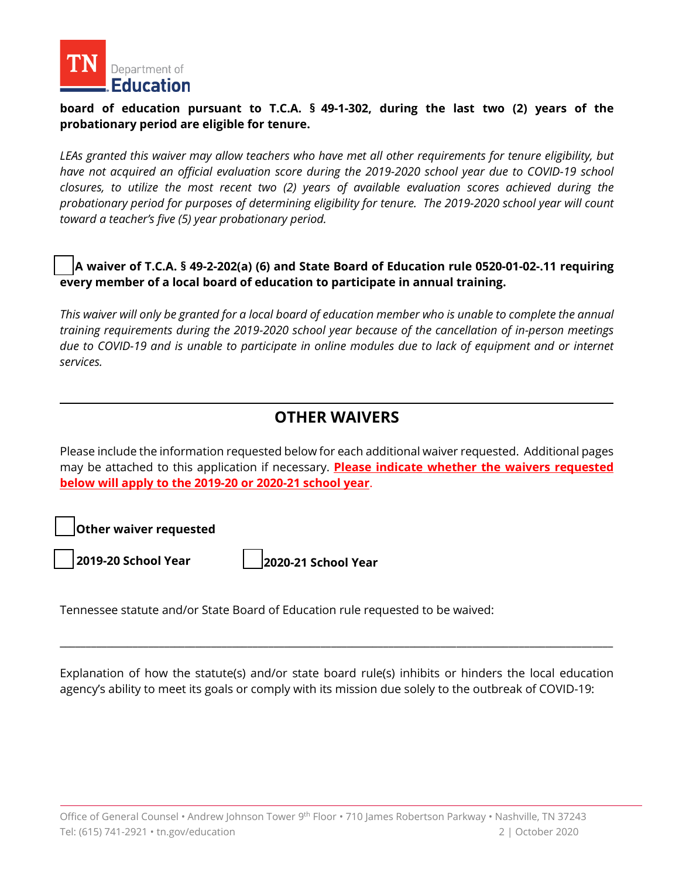**board of education pursuant to T.C.A. § 49-1-302, during the last two (2) years of the probationary period are eligible for tenure.**

*LEAs granted this waiver may allow teachers who have met all other requirements for tenure eligibility, but have not acquired an official evaluation score during the 2019-2020 school year due to COVID-19 school closures, to utilize the most recent two (2) years of available evaluation scores achieved during the probationary period for purposes of determining eligibility for tenure. The 2019-2020 school year will count toward a teacher's five (5) year probationary period.*

☐ **A waiver of T.C.A. § 49-2-202(a) (6) and State Board of Education rule 0520-01-02-.11 requiring every member of a local board of education to participate in annual training.**

*This waiver will only be granted for a local board of education member who is unable to complete the annual training requirements during the 2019-2020 school year because of the cancellation of in-person meetings due to COVID-19 and is unable to participate in online modules due to lack of equipment and or internet services.*

---

## OTHER WAIVERS

Please include the information requested below for each additional waiver requested. Additional pages may be attached to this application if necessary. **Please indicate whether the waivers requested below will apply to the 2019-20 or 2020-21 school year**.

☐ **Other waiver requested**

☐ **2019-20 School Year** ☐ **2020-21 School Year**

Tennessee statute and/or State Board of Education rule requested to be waived:

______________________________________________________________________________

Explanation of how the statute(s) and/or state board rule(s) inhibits or hinders the local education agency's ability to meet its goals or comply with its mission due solely to the outbreak of COVID-19:

Office of General Counsel • Andrew Johnson Tower 9th Floor • 710 James Robertson Parkway • Nashville, TN 37243
Tel: (615) 741-2921 • tn.gov/education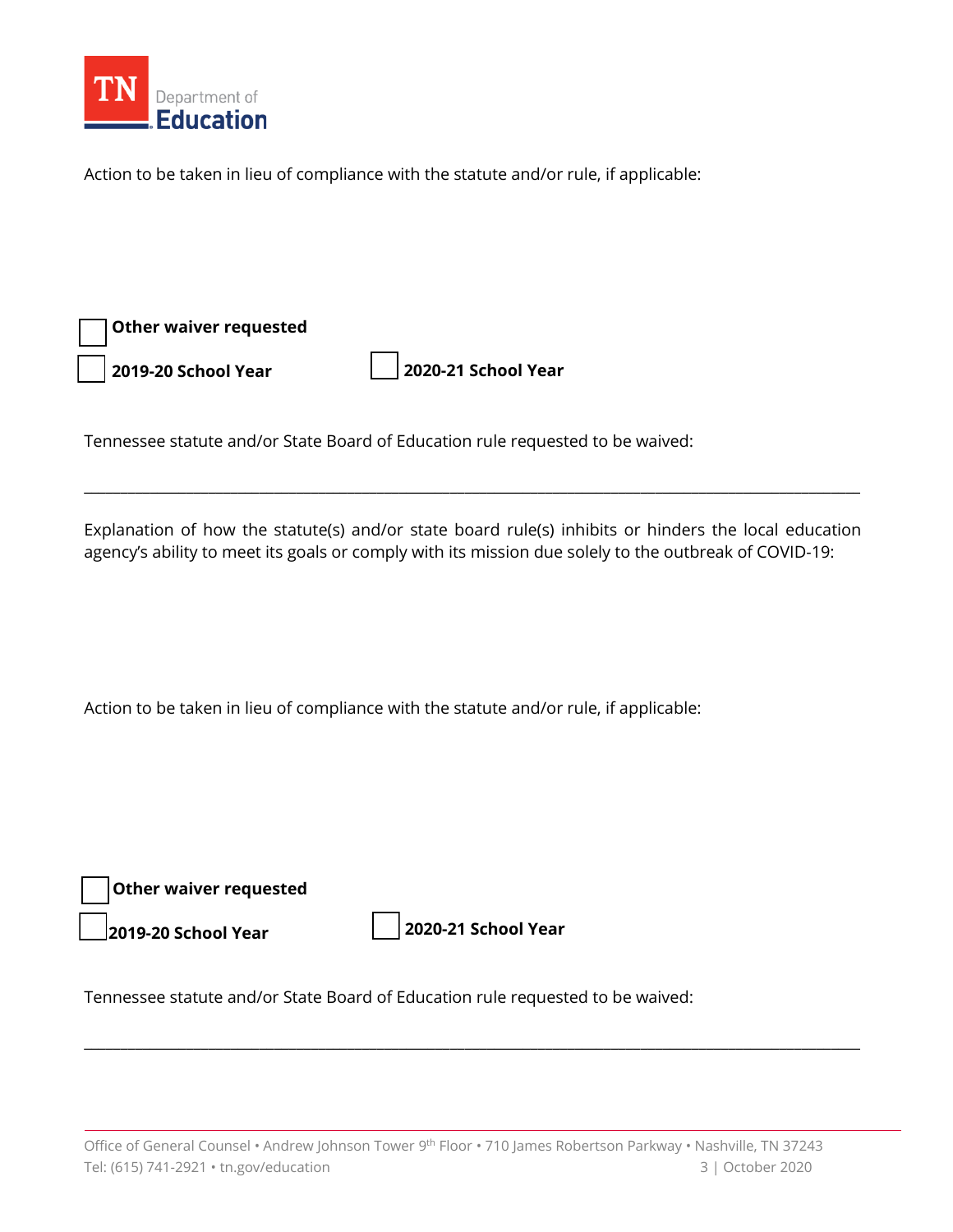Action to be taken in lieu of compliance with the statute and/or rule, if applicable:

☐ **Other waiver requested**

☐ **2019-20 School Year** ☐ **2020-21 School Year**

Tennessee statute and/or State Board of Education rule requested to be waived:

\_\_\_\_\_\_\_\_\_\_\_\_\_\_\_\_\_\_\_\_\_\_\_\_\_\_\_\_\_\_\_\_\_\_\_\_\_\_\_\_\_\_\_\_\_\_\_\_\_\_\_\_\_\_\_\_\_\_\_\_\_\_\_\_\_\_\_\_\_\_\_\_\_\_\_\_\_\_

Explanation of how the statute(s) and/or state board rule(s) inhibits or hinders the local education agency's ability to meet its goals or comply with its mission due solely to the outbreak of COVID-19:

Action to be taken in lieu of compliance with the statute and/or rule, if applicable:

☐ **Other waiver requested**

☐ **2019-20 School Year** ☐ **2020-21 School Year**

Tennessee statute and/or State Board of Education rule requested to be waived:

\_\_\_\_\_\_\_\_\_\_\_\_\_\_\_\_\_\_\_\_\_\_\_\_\_\_\_\_\_\_\_\_\_\_\_\_\_\_\_\_\_\_\_\_\_\_\_\_\_\_\_\_\_\_\_\_\_\_\_\_\_\_\_\_\_\_\_\_\_\_\_\_\_\_\_\_\_\_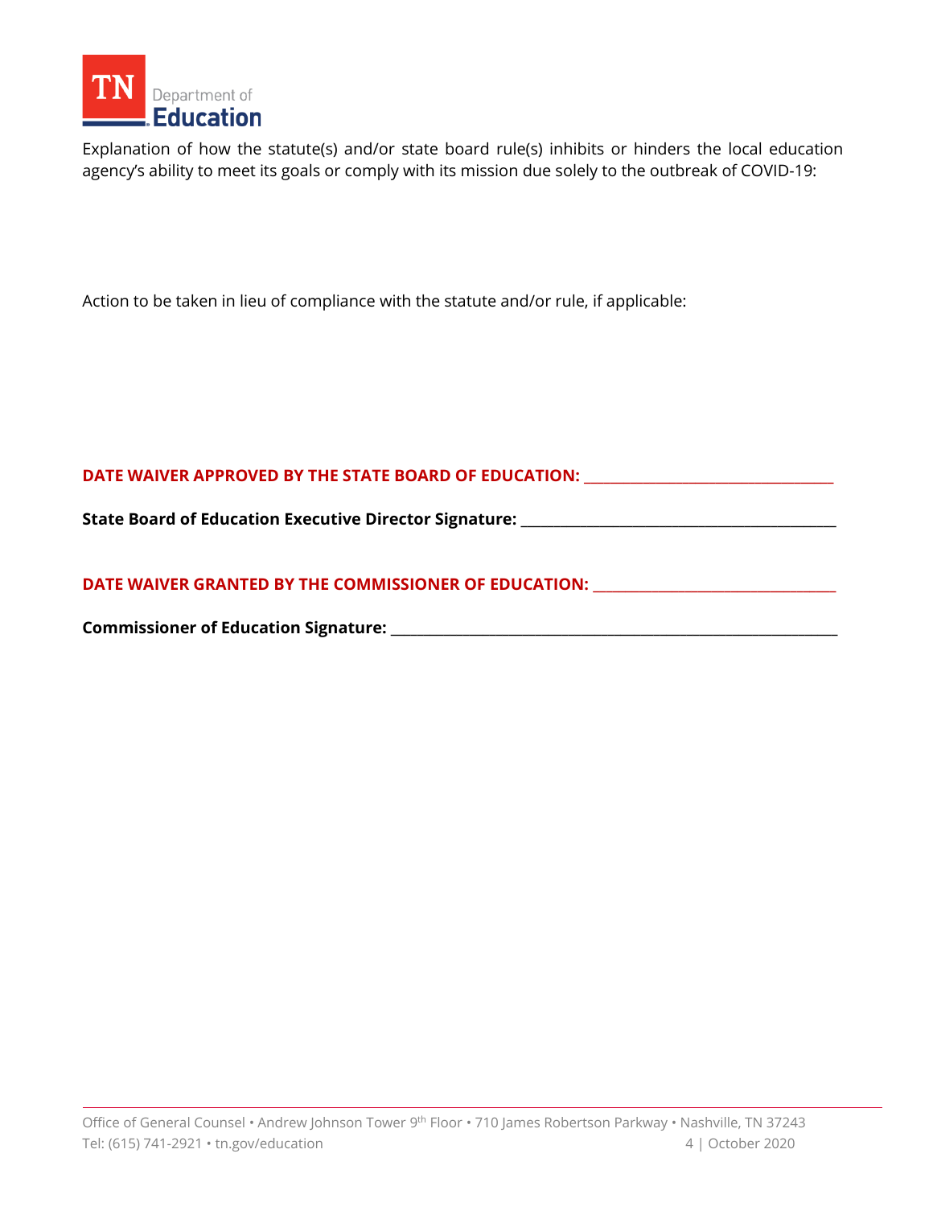Explanation of how the statute(s) and/or state board rule(s) inhibits or hinders the local education agency's ability to meet its goals or comply with its mission due solely to the outbreak of COVID-19:

Action to be taken in lieu of compliance with the statute and/or rule, if applicable:

**DATE WAIVER APPROVED BY THE STATE BOARD OF EDUCATION: ________________________________**

**State Board of Education Executive Director Signature: ________________________________________**

**DATE WAIVER GRANTED BY THE COMMISSIONER OF EDUCATION: ________________________________**

**Commissioner of Education Signature: ____________________________________________________________**